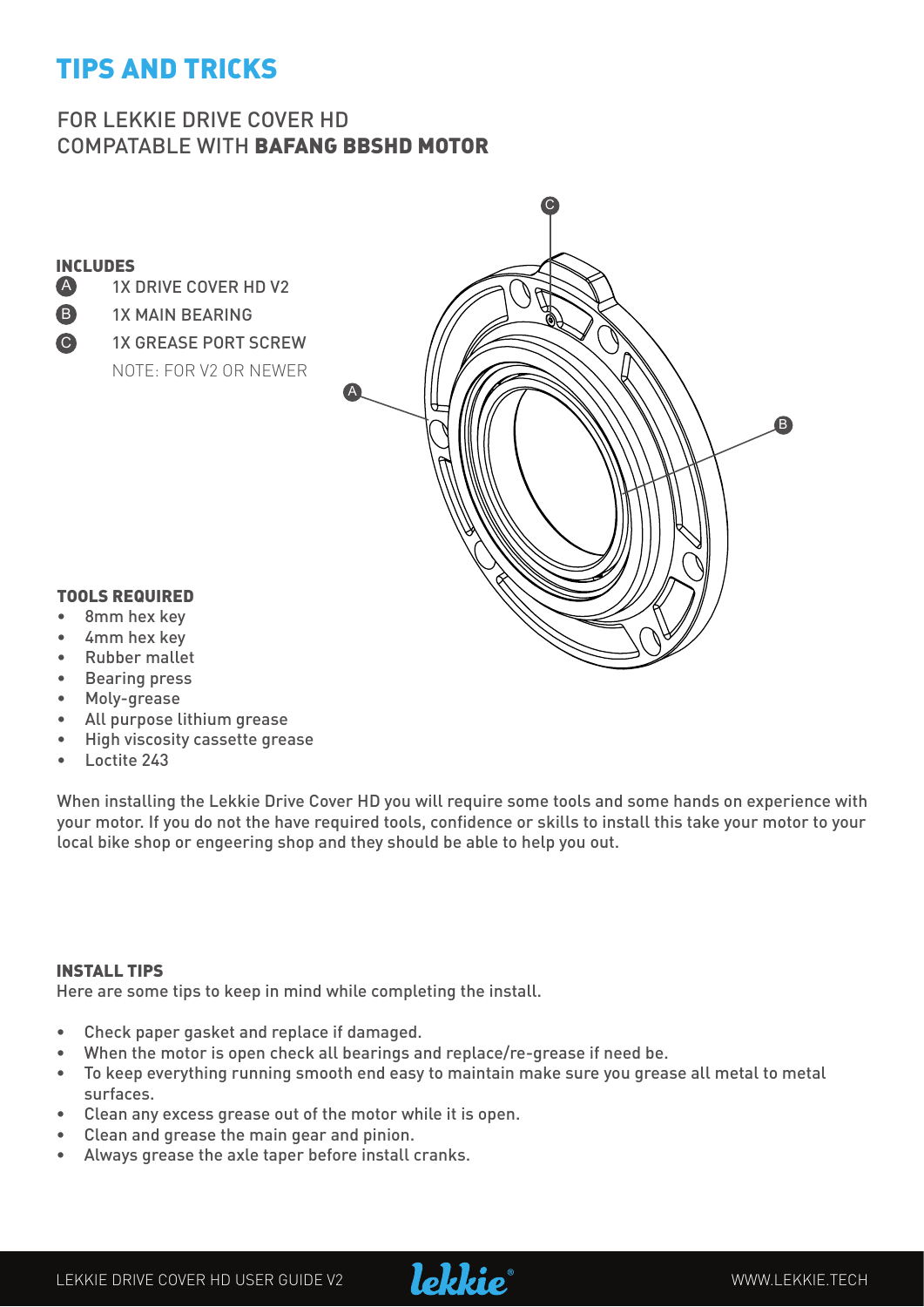# TIPS AND TRICKS

## FOR LEKKIE DRIVE COVER HD COMPATABLE WITH **BAFANG BBSHD MOTOR**

### INCLUDES

- A 1X DRIVE COVER HD V2
- B 1X MAIN BEARING
- C 1X GREASE PORT SCREW
  NOTE: FOR V2 OR NEWER

### TOOLS REQUIRED

- 8mm hex key
- 4mm hex key
- Rubber mallet
- Bearing press
- Moly-grease
- All purpose lithium grease
- High viscosity cassette grease
- Loctite 243

When installing the Lekkie Drive Cover HD you will require some tools and some hands on experience with your motor. If you do not the have required tools, confidence or skills to install this take your motor to your local bike shop or engeering shop and they should be able to help you out.

### INSTALL TIPS

Here are some tips to keep in mind while completing the install.

- Check paper gasket and replace if damaged.
- When the motor is open check all bearings and replace/re-grease if need be.
- To keep everything running smooth end easy to maintain make sure you grease all metal to metal surfaces.
- Clean any excess grease out of the motor while it is open.
- Clean and grease the main gear and pinion.
- Always grease the axle taper before install cranks.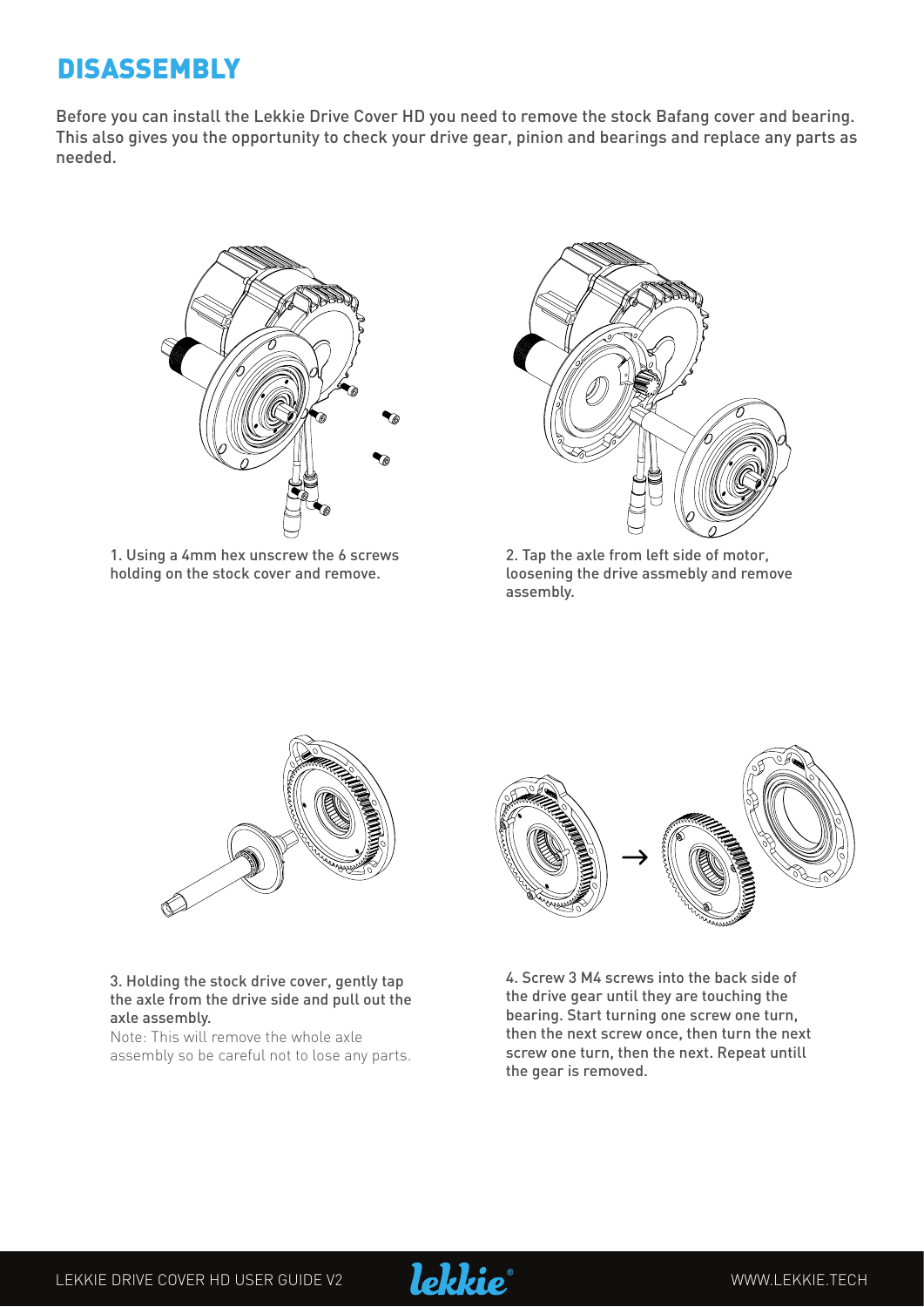# DISASSEMBLY

Before you can install the Lekkie Drive Cover HD you need to remove the stock Bafang cover and bearing. This also gives you the opportunity to check your drive gear, pinion and bearings and replace any parts as needed.

1. Using a 4mm hex unscrew the 6 screws holding on the stock cover and remove.

2. Tap the axle from left side of motor, loosening the drive assmebly and remove assembly.

3. Holding the stock drive cover, gently tap the axle from the drive side and pull out the axle assembly.
Note: This will remove the whole axle assembly so be careful not to lose any parts.

4. Screw 3 M4 screws into the back side of the drive gear until they are touching the bearing. Start turning one screw one turn, then the next screw once, then turn the next screw one turn, then the next. Repeat untill the gear is removed.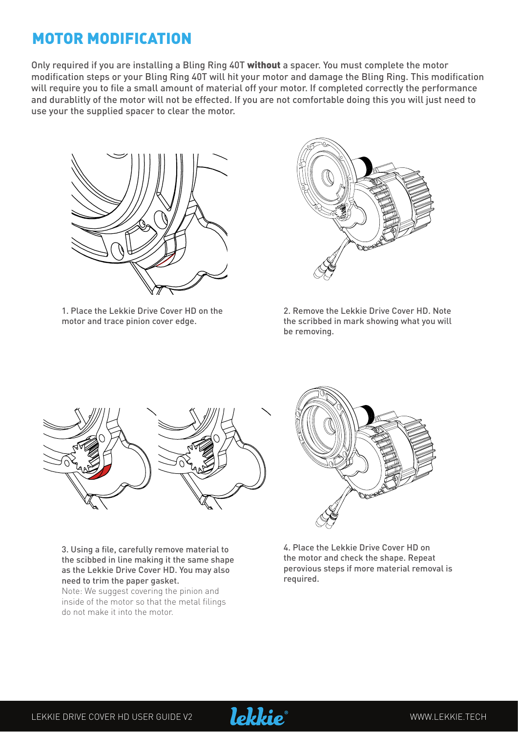# MOTOR MODIFICATION

Only required if you are installing a Bling Ring 40T **without** a spacer. You must complete the motor modification steps or your Bling Ring 40T will hit your motor and damage the Bling Ring. This modification will require you to file a small amount of material off your motor. If completed correctly the performance and durablitly of the motor will not be effected. If you are not comfortable doing this you will just need to use your the supplied spacer to clear the motor.

1. Place the Lekkie Drive Cover HD on the motor and trace pinion cover edge.

2. Remove the Lekkie Drive Cover HD. Note the scribbed in mark showing what you will be removing.

3. Using a file, carefully remove material to the scibbed in line making it the same shape as the Lekkie Drive Cover HD. You may also need to trim the paper gasket.
Note: We suggest covering the pinion and inside of the motor so that the metal filings do not make it into the motor.

4. Place the Lekkie Drive Cover HD on the motor and check the shape. Repeat perovious steps if more material removal is required.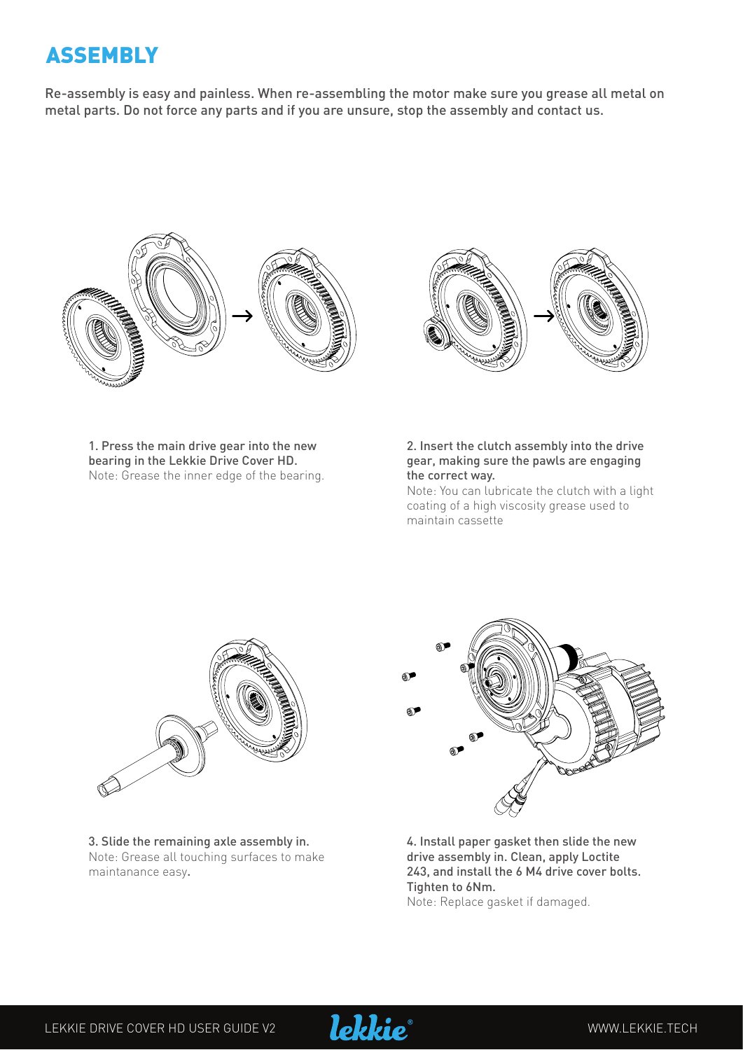# ASSEMBLY

Re-assembly is easy and painless. When re-assembling the motor make sure you grease all metal on metal parts. Do not force any parts and if you are unsure, stop the assembly and contact us.

**1. Press the main drive gear into the new bearing in the Lekkie Drive Cover HD.**
Note: Grease the inner edge of the bearing.

**2. Insert the clutch assembly into the drive gear, making sure the pawls are engaging the correct way.**
Note: You can lubricate the clutch with a light coating of a high viscosity grease used to maintain cassette

**3. Slide the remaining axle assembly in.**
Note: Grease all touching surfaces to make maintanance easy.

**4. Install paper gasket then slide the new drive assembly in. Clean, apply Loctite 243, and install the 6 M4 drive cover bolts. Tighten to 6Nm.**
Note: Replace gasket if damaged.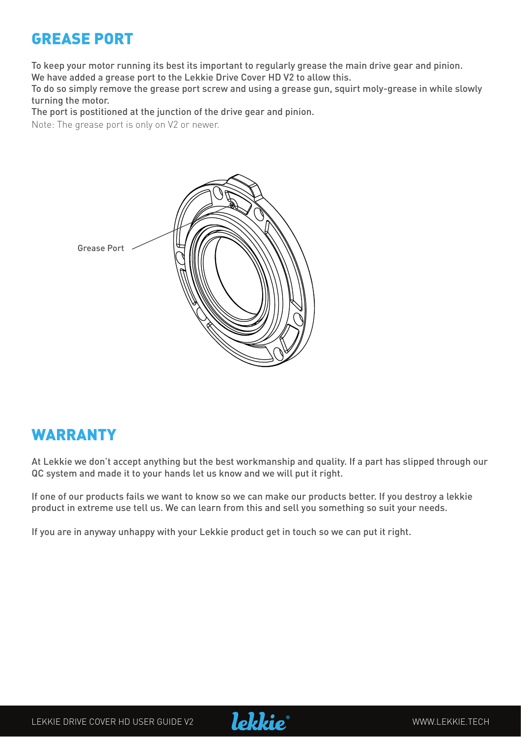## GREASE PORT

To keep your motor running its best its important to regularly grease the main drive gear and pinion.
We have added a grease port to the Lekkie Drive Cover HD V2 to allow this.
To do so simply remove the grease port screw and using a grease gun, squirt moly-grease in while slowly turning the motor.
The port is postitioned at the junction of the drive gear and pinion.
Note: The grease port is only on V2 or newer.

Grease Port

## WARRANTY

At Lekkie we don't accept anything but the best workmanship and quality. If a part has slipped through our QC system and made it to your hands let us know and we will put it right.

If one of our products fails we want to know so we can make our products better. If you destroy a lekkie product in extreme use tell us. We can learn from this and sell you something so suit your needs.

If you are in anyway unhappy with your Lekkie product get in touch so we can put it right.